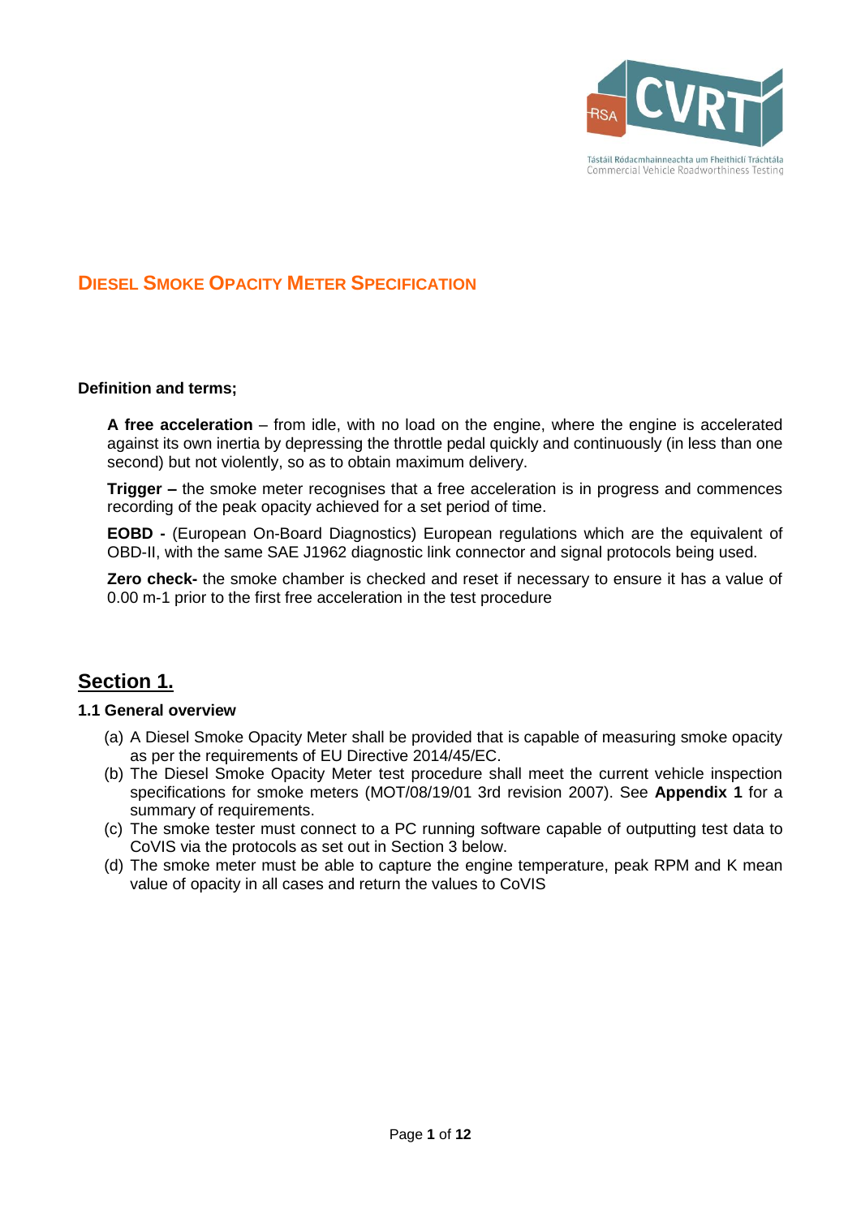# Diesel Smoke Opacity Meter Specification

**Definition and terms;**

**A free acceleration** – from idle, with no load on the engine, where the engine is accelerated against its own inertia by depressing the throttle pedal quickly and continuously (in less than one second) but not violently, so as to obtain maximum delivery.

**Trigger –** the smoke meter recognises that a free acceleration is in progress and commences recording of the peak opacity achieved for a set period of time.

**EOBD -** (European On-Board Diagnostics) European regulations which are the equivalent of OBD-II, with the same SAE J1962 diagnostic link connector and signal protocols being used.

**Zero check-** the smoke chamber is checked and reset if necessary to ensure it has a value of 0.00 m-1 prior to the first free acceleration in the test procedure

## Section 1.

### 1.1 General overview

(a) A Diesel Smoke Opacity Meter shall be provided that is capable of measuring smoke opacity as per the requirements of EU Directive 2014/45/EC.

(b) The Diesel Smoke Opacity Meter test procedure shall meet the current vehicle inspection specifications for smoke meters (MOT/08/19/01 3rd revision 2007). See **Appendix 1** for a summary of requirements.

(c) The smoke tester must connect to a PC running software capable of outputting test data to CoVIS via the protocols as set out in Section 3 below.

(d) The smoke meter must be able to capture the engine temperature, peak RPM and K mean value of opacity in all cases and return the values to CoVIS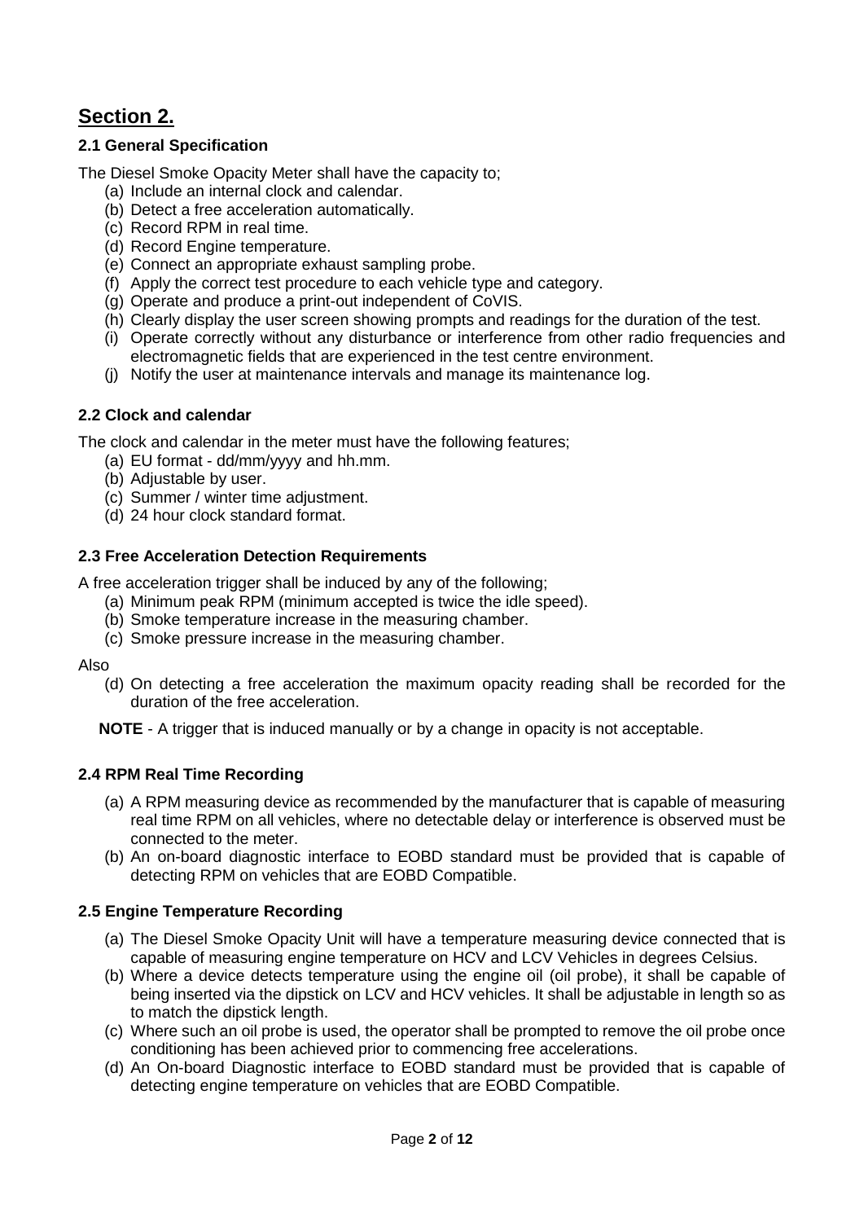## Section 2.

### 2.1 General Specification

The Diesel Smoke Opacity Meter shall have the capacity to;

(a) Include an internal clock and calendar.
(b) Detect a free acceleration automatically.
(c) Record RPM in real time.
(d) Record Engine temperature.
(e) Connect an appropriate exhaust sampling probe.
(f) Apply the correct test procedure to each vehicle type and category.
(g) Operate and produce a print-out independent of CoVIS.
(h) Clearly display the user screen showing prompts and readings for the duration of the test.
(i) Operate correctly without any disturbance or interference from other radio frequencies and electromagnetic fields that are experienced in the test centre environment.
(j) Notify the user at maintenance intervals and manage its maintenance log.

### 2.2 Clock and calendar

The clock and calendar in the meter must have the following features;

(a) EU format - dd/mm/yyyy and hh.mm.
(b) Adjustable by user.
(c) Summer / winter time adjustment.
(d) 24 hour clock standard format.

### 2.3 Free Acceleration Detection Requirements

A free acceleration trigger shall be induced by any of the following;

(a) Minimum peak RPM (minimum accepted is twice the idle speed).
(b) Smoke temperature increase in the measuring chamber.
(c) Smoke pressure increase in the measuring chamber.

Also

(d) On detecting a free acceleration the maximum opacity reading shall be recorded for the duration of the free acceleration.

**NOTE** - A trigger that is induced manually or by a change in opacity is not acceptable.

### 2.4 RPM Real Time Recording

(a) A RPM measuring device as recommended by the manufacturer that is capable of measuring real time RPM on all vehicles, where no detectable delay or interference is observed must be connected to the meter.
(b) An on-board diagnostic interface to EOBD standard must be provided that is capable of detecting RPM on vehicles that are EOBD Compatible.

### 2.5 Engine Temperature Recording

(a) The Diesel Smoke Opacity Unit will have a temperature measuring device connected that is capable of measuring engine temperature on HCV and LCV Vehicles in degrees Celsius.
(b) Where a device detects temperature using the engine oil (oil probe), it shall be capable of being inserted via the dipstick on LCV and HCV vehicles. It shall be adjustable in length so as to match the dipstick length.
(c) Where such an oil probe is used, the operator shall be prompted to remove the oil probe once conditioning has been achieved prior to commencing free accelerations.
(d) An On-board Diagnostic interface to EOBD standard must be provided that is capable of detecting engine temperature on vehicles that are EOBD Compatible.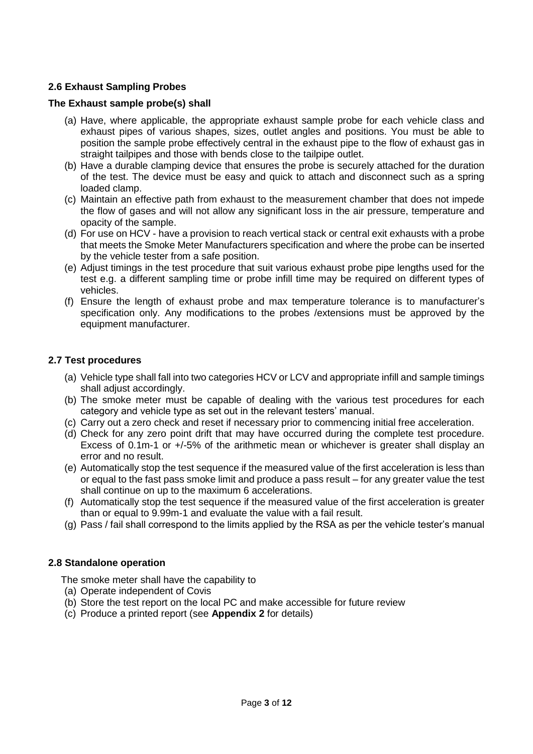### 2.6 Exhaust Sampling Probes

**The Exhaust sample probe(s) shall**

(a) Have, where applicable, the appropriate exhaust sample probe for each vehicle class and exhaust pipes of various shapes, sizes, outlet angles and positions. You must be able to position the sample probe effectively central in the exhaust pipe to the flow of exhaust gas in straight tailpipes and those with bends close to the tailpipe outlet.

(b) Have a durable clamping device that ensures the probe is securely attached for the duration of the test. The device must be easy and quick to attach and disconnect such as a spring loaded clamp.

(c) Maintain an effective path from exhaust to the measurement chamber that does not impede the flow of gases and will not allow any significant loss in the air pressure, temperature and opacity of the sample.

(d) For use on HCV - have a provision to reach vertical stack or central exit exhausts with a probe that meets the Smoke Meter Manufacturers specification and where the probe can be inserted by the vehicle tester from a safe position.

(e) Adjust timings in the test procedure that suit various exhaust probe pipe lengths used for the test e.g. a different sampling time or probe infill time may be required on different types of vehicles.

(f) Ensure the length of exhaust probe and max temperature tolerance is to manufacturer's specification only. Any modifications to the probes /extensions must be approved by the equipment manufacturer.

### 2.7 Test procedures

(a) Vehicle type shall fall into two categories HCV or LCV and appropriate infill and sample timings shall adjust accordingly.

(b) The smoke meter must be capable of dealing with the various test procedures for each category and vehicle type as set out in the relevant testers' manual.

(c) Carry out a zero check and reset if necessary prior to commencing initial free acceleration.

(d) Check for any zero point drift that may have occurred during the complete test procedure. Excess of 0.1m-1 or +/-5% of the arithmetic mean or whichever is greater shall display an error and no result.

(e) Automatically stop the test sequence if the measured value of the first acceleration is less than or equal to the fast pass smoke limit and produce a pass result – for any greater value the test shall continue on up to the maximum 6 accelerations.

(f) Automatically stop the test sequence if the measured value of the first acceleration is greater than or equal to 9.99m-1 and evaluate the value with a fail result.

(g) Pass / fail shall correspond to the limits applied by the RSA as per the vehicle tester's manual

### 2.8 Standalone operation

The smoke meter shall have the capability to

(a) Operate independent of Covis

(b) Store the test report on the local PC and make accessible for future review

(c) Produce a printed report (see **Appendix 2** for details)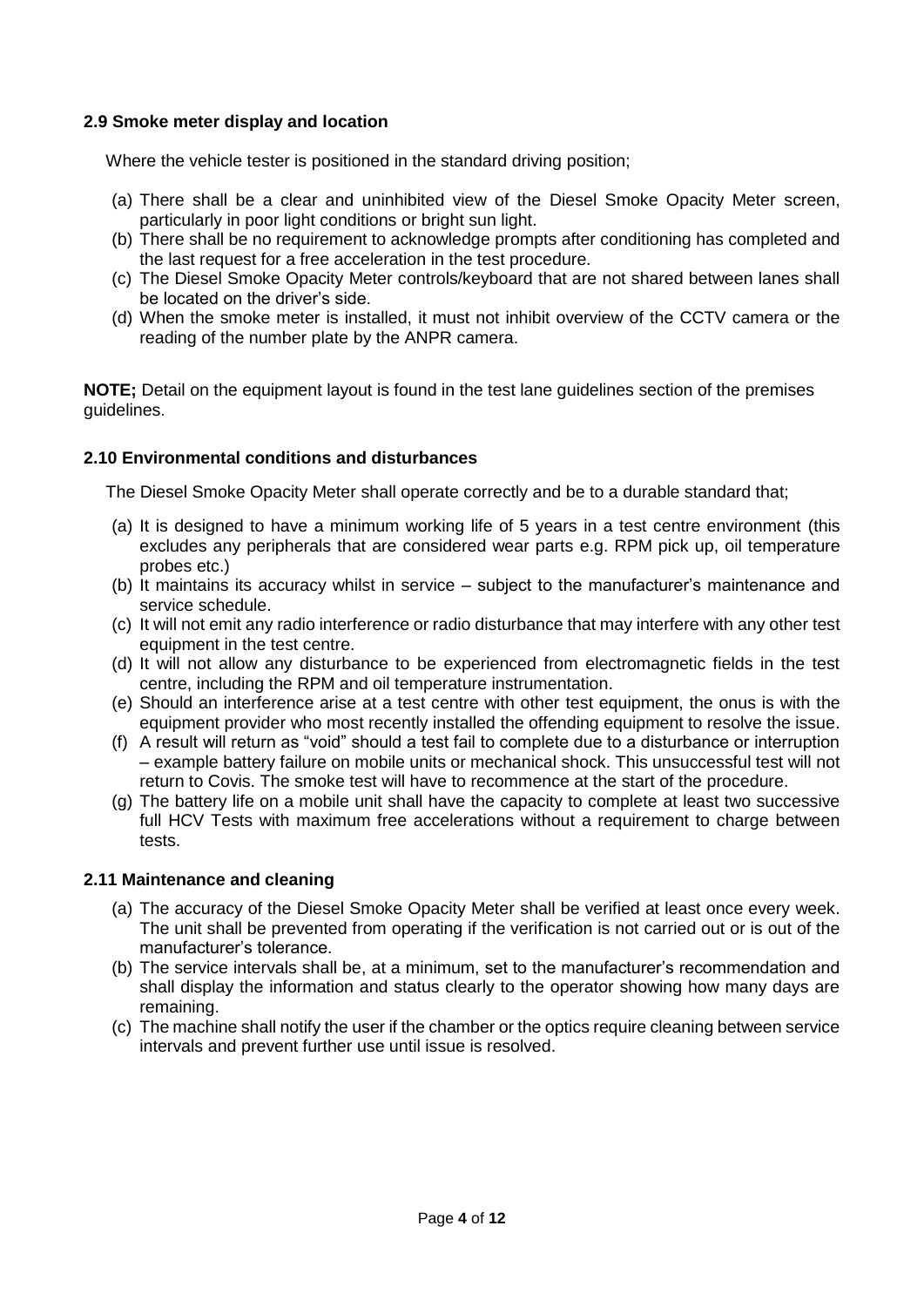### 2.9 Smoke meter display and location

Where the vehicle tester is positioned in the standard driving position;

(a) There shall be a clear and uninhibited view of the Diesel Smoke Opacity Meter screen, particularly in poor light conditions or bright sun light.
(b) There shall be no requirement to acknowledge prompts after conditioning has completed and the last request for a free acceleration in the test procedure.
(c) The Diesel Smoke Opacity Meter controls/keyboard that are not shared between lanes shall be located on the driver's side.
(d) When the smoke meter is installed, it must not inhibit overview of the CCTV camera or the reading of the number plate by the ANPR camera.

**NOTE;** Detail on the equipment layout is found in the test lane guidelines section of the premises guidelines.

### 2.10 Environmental conditions and disturbances

The Diesel Smoke Opacity Meter shall operate correctly and be to a durable standard that;

(a) It is designed to have a minimum working life of 5 years in a test centre environment (this excludes any peripherals that are considered wear parts e.g. RPM pick up, oil temperature probes etc.)
(b) It maintains its accuracy whilst in service – subject to the manufacturer's maintenance and service schedule.
(c) It will not emit any radio interference or radio disturbance that may interfere with any other test equipment in the test centre.
(d) It will not allow any disturbance to be experienced from electromagnetic fields in the test centre, including the RPM and oil temperature instrumentation.
(e) Should an interference arise at a test centre with other test equipment, the onus is with the equipment provider who most recently installed the offending equipment to resolve the issue.
(f) A result will return as "void" should a test fail to complete due to a disturbance or interruption – example battery failure on mobile units or mechanical shock. This unsuccessful test will not return to Covis. The smoke test will have to recommence at the start of the procedure.
(g) The battery life on a mobile unit shall have the capacity to complete at least two successive full HCV Tests with maximum free accelerations without a requirement to charge between tests.

### 2.11 Maintenance and cleaning

(a) The accuracy of the Diesel Smoke Opacity Meter shall be verified at least once every week. The unit shall be prevented from operating if the verification is not carried out or is out of the manufacturer's tolerance.
(b) The service intervals shall be, at a minimum, set to the manufacturer's recommendation and shall display the information and status clearly to the operator showing how many days are remaining.
(c) The machine shall notify the user if the chamber or the optics require cleaning between service intervals and prevent further use until issue is resolved.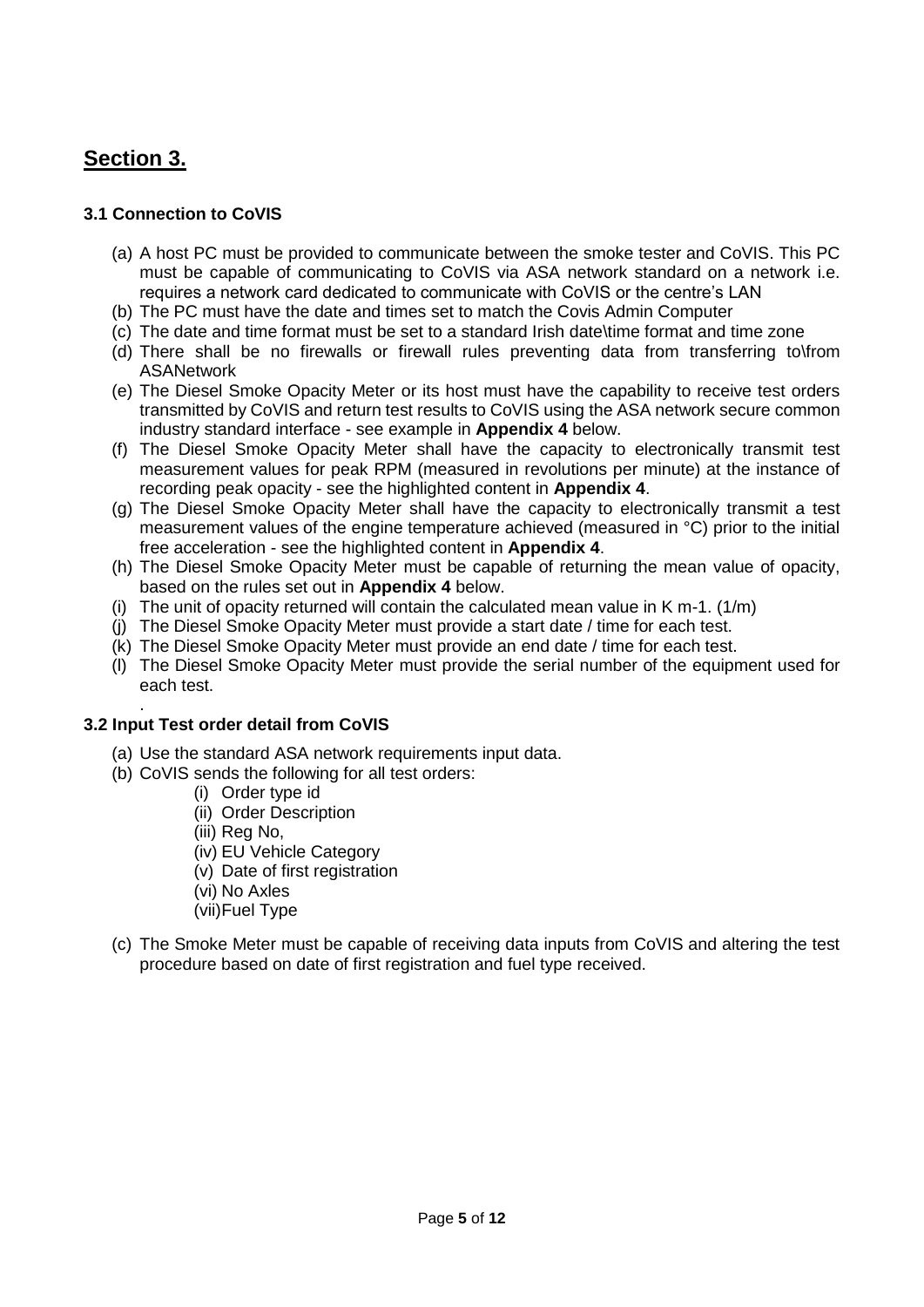## Section 3.

### 3.1 Connection to CoVIS

(a) A host PC must be provided to communicate between the smoke tester and CoVIS. This PC must be capable of communicating to CoVIS via ASA network standard on a network i.e. requires a network card dedicated to communicate with CoVIS or the centre's LAN
(b) The PC must have the date and times set to match the Covis Admin Computer
(c) The date and time format must be set to a standard Irish date\time format and time zone
(d) There shall be no firewalls or firewall rules preventing data from transferring to\from ASANetwork
(e) The Diesel Smoke Opacity Meter or its host must have the capability to receive test orders transmitted by CoVIS and return test results to CoVIS using the ASA network secure common industry standard interface - see example in **Appendix 4** below.
(f) The Diesel Smoke Opacity Meter shall have the capacity to electronically transmit test measurement values for peak RPM (measured in revolutions per minute) at the instance of recording peak opacity - see the highlighted content in **Appendix 4**.
(g) The Diesel Smoke Opacity Meter shall have the capacity to electronically transmit a test measurement values of the engine temperature achieved (measured in °C) prior to the initial free acceleration - see the highlighted content in **Appendix 4**.
(h) The Diesel Smoke Opacity Meter must be capable of returning the mean value of opacity, based on the rules set out in **Appendix 4** below.
(i) The unit of opacity returned will contain the calculated mean value in K m-1. (1/m)
(j) The Diesel Smoke Opacity Meter must provide a start date / time for each test.
(k) The Diesel Smoke Opacity Meter must provide an end date / time for each test.
(l) The Diesel Smoke Opacity Meter must provide the serial number of the equipment used for each test.

.

### 3.2 Input Test order detail from CoVIS

(a) Use the standard ASA network requirements input data.
(b) CoVIS sends the following for all test orders:
    (i) Order type id
    (ii) Order Description
    (iii) Reg No,
    (iv) EU Vehicle Category
    (v) Date of first registration
    (vi) No Axles
    (vii) Fuel Type
(c) The Smoke Meter must be capable of receiving data inputs from CoVIS and altering the test procedure based on date of first registration and fuel type received.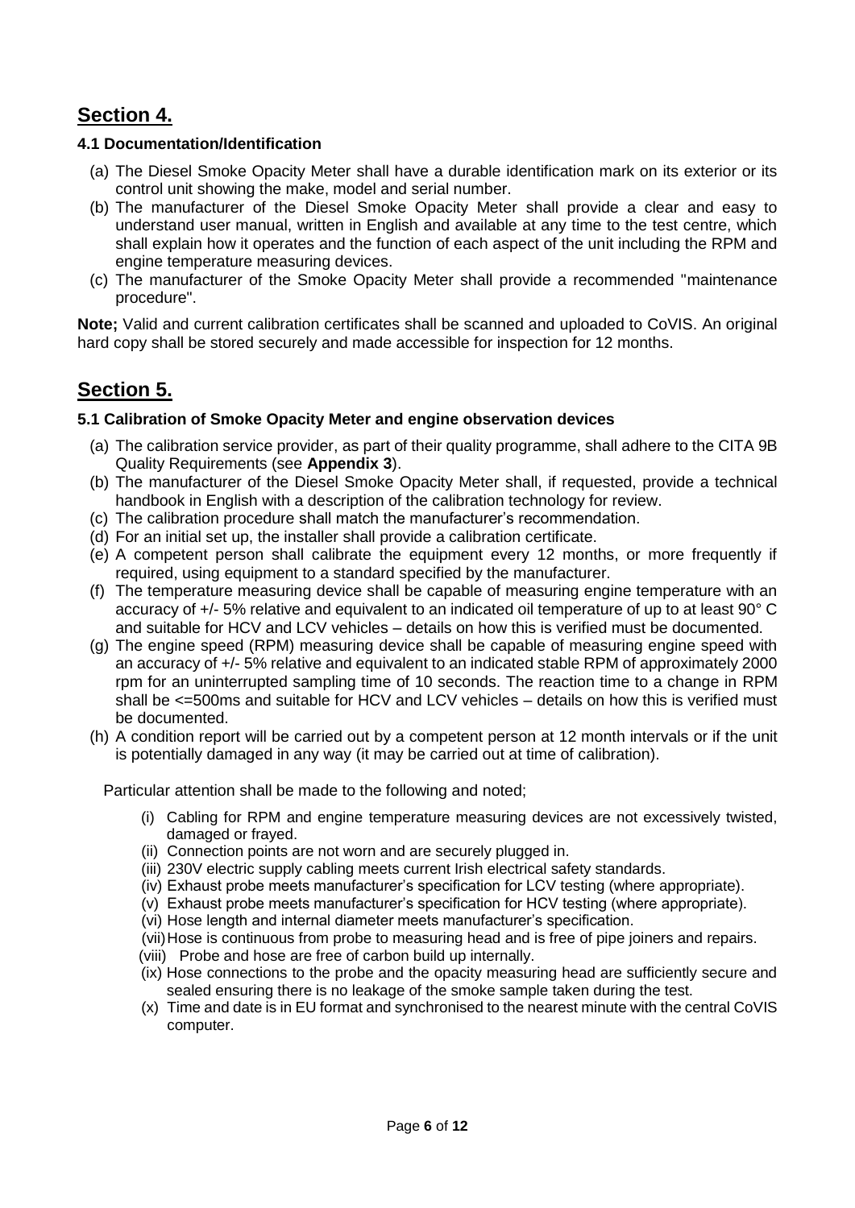# Section 4.

### 4.1 Documentation/Identification

(a) The Diesel Smoke Opacity Meter shall have a durable identification mark on its exterior or its control unit showing the make, model and serial number.

(b) The manufacturer of the Diesel Smoke Opacity Meter shall provide a clear and easy to understand user manual, written in English and available at any time to the test centre, which shall explain how it operates and the function of each aspect of the unit including the RPM and engine temperature measuring devices.

(c) The manufacturer of the Smoke Opacity Meter shall provide a recommended "maintenance procedure".

**Note;** Valid and current calibration certificates shall be scanned and uploaded to CoVIS. An original hard copy shall be stored securely and made accessible for inspection for 12 months.

# Section 5.

### 5.1 Calibration of Smoke Opacity Meter and engine observation devices

(a) The calibration service provider, as part of their quality programme, shall adhere to the CITA 9B Quality Requirements (see **Appendix 3**).

(b) The manufacturer of the Diesel Smoke Opacity Meter shall, if requested, provide a technical handbook in English with a description of the calibration technology for review.

(c) The calibration procedure shall match the manufacturer's recommendation.

(d) For an initial set up, the installer shall provide a calibration certificate.

(e) A competent person shall calibrate the equipment every 12 months, or more frequently if required, using equipment to a standard specified by the manufacturer.

(f) The temperature measuring device shall be capable of measuring engine temperature with an accuracy of +/- 5% relative and equivalent to an indicated oil temperature of up to at least 90° C and suitable for HCV and LCV vehicles – details on how this is verified must be documented.

(g) The engine speed (RPM) measuring device shall be capable of measuring engine speed with an accuracy of +/- 5% relative and equivalent to an indicated stable RPM of approximately 2000 rpm for an uninterrupted sampling time of 10 seconds. The reaction time to a change in RPM shall be <=500ms and suitable for HCV and LCV vehicles – details on how this is verified must be documented.

(h) A condition report will be carried out by a competent person at 12 month intervals or if the unit is potentially damaged in any way (it may be carried out at time of calibration).

Particular attention shall be made to the following and noted;

(i) Cabling for RPM and engine temperature measuring devices are not excessively twisted, damaged or frayed.

(ii) Connection points are not worn and are securely plugged in.

(iii) 230V electric supply cabling meets current Irish electrical safety standards.

(iv) Exhaust probe meets manufacturer's specification for LCV testing (where appropriate).

(v) Exhaust probe meets manufacturer's specification for HCV testing (where appropriate).

(vi) Hose length and internal diameter meets manufacturer's specification.

(vii) Hose is continuous from probe to measuring head and is free of pipe joiners and repairs.

(viii) Probe and hose are free of carbon build up internally.

(ix) Hose connections to the probe and the opacity measuring head are sufficiently secure and sealed ensuring there is no leakage of the smoke sample taken during the test.

(x) Time and date is in EU format and synchronised to the nearest minute with the central CoVIS computer.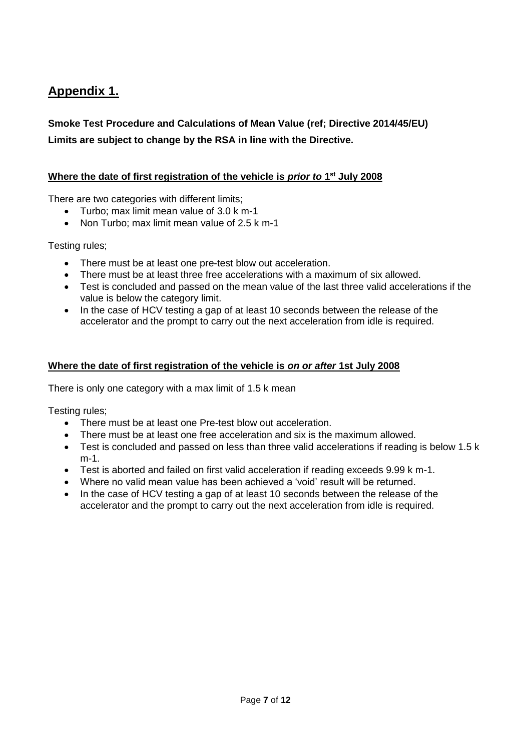## Appendix 1.

**Smoke Test Procedure and Calculations of Mean Value (ref; Directive 2014/45/EU)**

**Limits are subject to change by the RSA in line with the Directive.**

**Where the date of first registration of the vehicle is *prior to* 1st July 2008**

There are two categories with different limits;

- Turbo; max limit mean value of 3.0 k m-1
- Non Turbo; max limit mean value of 2.5 k m-1

Testing rules;

- There must be at least one pre-test blow out acceleration.
- There must be at least three free accelerations with a maximum of six allowed.
- Test is concluded and passed on the mean value of the last three valid accelerations if the value is below the category limit.
- In the case of HCV testing a gap of at least 10 seconds between the release of the accelerator and the prompt to carry out the next acceleration from idle is required.

**Where the date of first registration of the vehicle is *on or after* 1st July 2008**

There is only one category with a max limit of 1.5 k mean

Testing rules;

- There must be at least one Pre-test blow out acceleration.
- There must be at least one free acceleration and six is the maximum allowed.
- Test is concluded and passed on less than three valid accelerations if reading is below 1.5 k m-1.
- Test is aborted and failed on first valid acceleration if reading exceeds 9.99 k m-1.
- Where no valid mean value has been achieved a 'void' result will be returned.
- In the case of HCV testing a gap of at least 10 seconds between the release of the accelerator and the prompt to carry out the next acceleration from idle is required.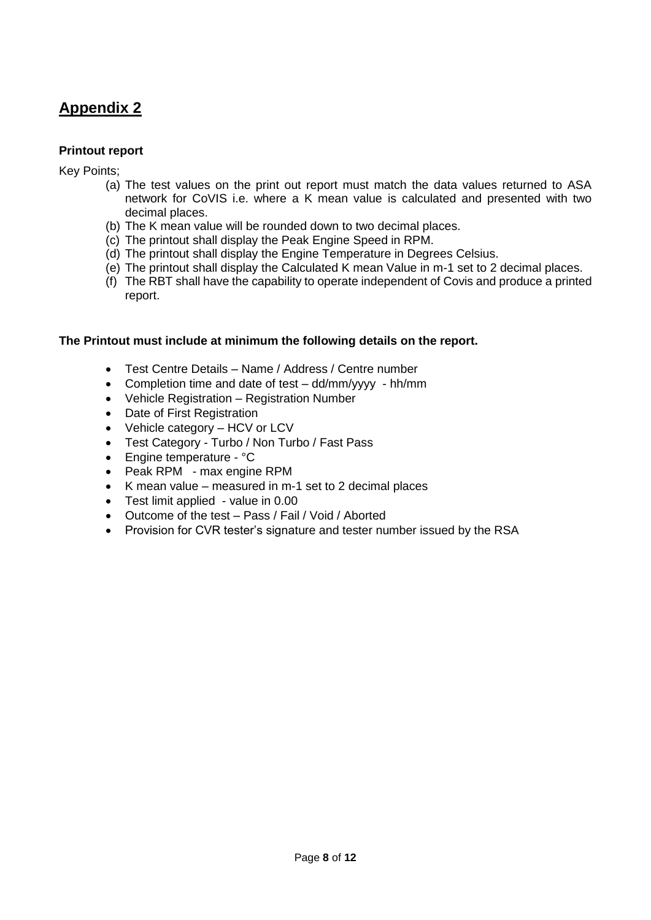## Appendix 2

**Printout report**

Key Points;

(a) The test values on the print out report must match the data values returned to ASA network for CoVIS i.e. where a K mean value is calculated and presented with two decimal places.
(b) The K mean value will be rounded down to two decimal places.
(c) The printout shall display the Peak Engine Speed in RPM.
(d) The printout shall display the Engine Temperature in Degrees Celsius.
(e) The printout shall display the Calculated K mean Value in m-1 set to 2 decimal places.
(f) The RBT shall have the capability to operate independent of Covis and produce a printed report.

**The Printout must include at minimum the following details on the report.**

- Test Centre Details – Name / Address / Centre number
- Completion time and date of test – dd/mm/yyyy - hh/mm
- Vehicle Registration – Registration Number
- Date of First Registration
- Vehicle category – HCV or LCV
- Test Category - Turbo / Non Turbo / Fast Pass
- Engine temperature - °C
- Peak RPM - max engine RPM
- K mean value – measured in m-1 set to 2 decimal places
- Test limit applied - value in 0.00
- Outcome of the test – Pass / Fail / Void / Aborted
- Provision for CVR tester's signature and tester number issued by the RSA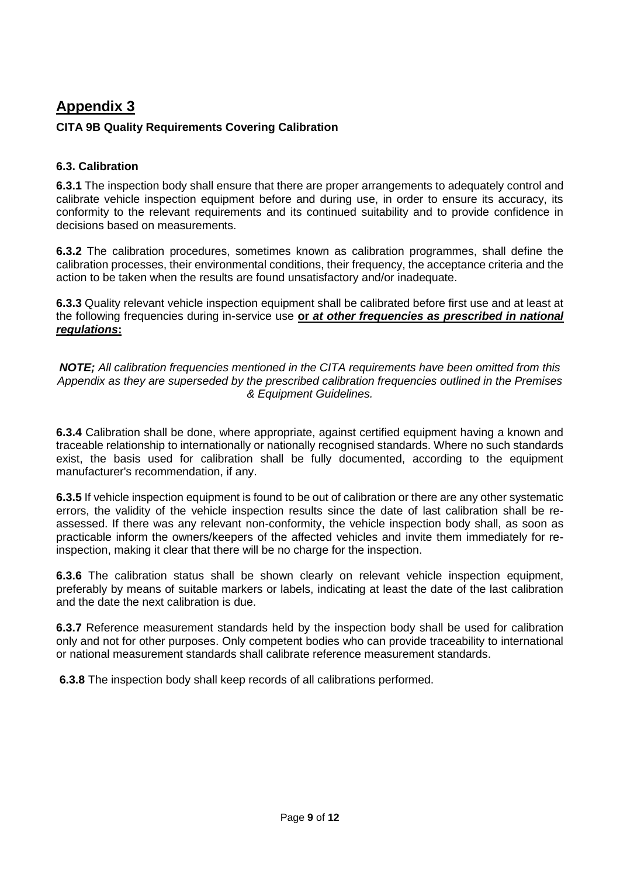# Appendix 3

**CITA 9B Quality Requirements Covering Calibration**

### 6.3. Calibration

**6.3.1** The inspection body shall ensure that there are proper arrangements to adequately control and calibrate vehicle inspection equipment before and during use, in order to ensure its accuracy, its conformity to the relevant requirements and its continued suitability and to provide confidence in decisions based on measurements.

**6.3.2** The calibration procedures, sometimes known as calibration programmes, shall define the calibration processes, their environmental conditions, their frequency, the acceptance criteria and the action to be taken when the results are found unsatisfactory and/or inadequate.

**6.3.3** Quality relevant vehicle inspection equipment shall be calibrated before first use and at least at the following frequencies during in-service use **or *at other frequencies as prescribed in national regulations*:**

***NOTE;*** *All calibration frequencies mentioned in the CITA requirements have been omitted from this Appendix as they are superseded by the prescribed calibration frequencies outlined in the Premises & Equipment Guidelines.*

**6.3.4** Calibration shall be done, where appropriate, against certified equipment having a known and traceable relationship to internationally or nationally recognised standards. Where no such standards exist, the basis used for calibration shall be fully documented, according to the equipment manufacturer's recommendation, if any.

**6.3.5** If vehicle inspection equipment is found to be out of calibration or there are any other systematic errors, the validity of the vehicle inspection results since the date of last calibration shall be re-assessed. If there was any relevant non-conformity, the vehicle inspection body shall, as soon as practicable inform the owners/keepers of the affected vehicles and invite them immediately for re-inspection, making it clear that there will be no charge for the inspection.

**6.3.6** The calibration status shall be shown clearly on relevant vehicle inspection equipment, preferably by means of suitable markers or labels, indicating at least the date of the last calibration and the date the next calibration is due.

**6.3.7** Reference measurement standards held by the inspection body shall be used for calibration only and not for other purposes. Only competent bodies who can provide traceability to international or national measurement standards shall calibrate reference measurement standards.

**6.3.8** The inspection body shall keep records of all calibrations performed.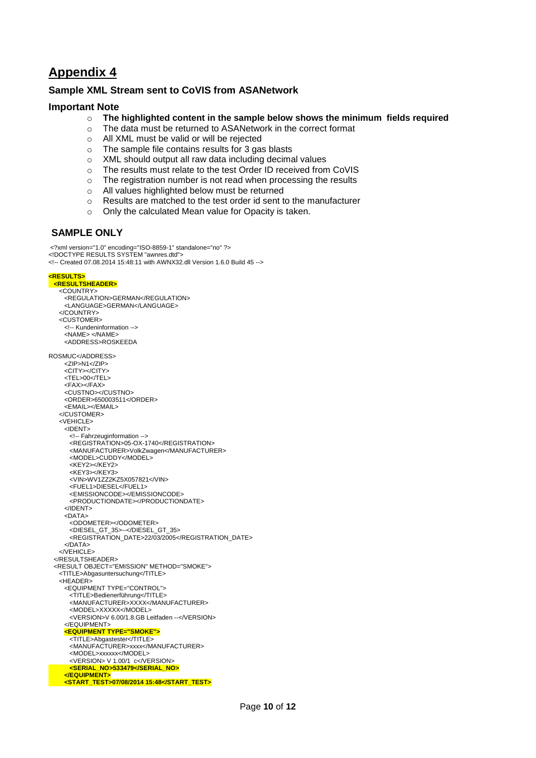# Appendix 4

### Sample XML Stream sent to CoVIS from ASANetwork

### Important Note

- **The highlighted content in the sample below shows the minimum fields required**
- The data must be returned to ASANetwork in the correct format
- All XML must be valid or will be rejected
- The sample file contains results for 3 gas blasts
- XML should output all raw data including decimal values
- The results must relate to the test Order ID received from CoVIS
- The registration number is not read when processing the results
- All values highlighted below must be returned
- Results are matched to the test order id sent to the manufacturer
- Only the calculated Mean value for Opacity is taken.

## SAMPLE ONLY

```
<?xml version="1.0" encoding="ISO-8859-1" standalone="no" ?>
<!DOCTYPE RESULTS SYSTEM "awnres.dtd">
<!-- Created 07.08.2014 15:48:11 with AWNX32.dll Version 1.6.0 Build 45 -->

<RESULTS>
  <RESULTSHEADER>
    <COUNTRY>
      <REGULATION>GERMAN</REGULATION>
      <LANGUAGE>GERMAN</LANGUAGE>
    </COUNTRY>
    <CUSTOMER>
      <!-- Kundeninformation -->
      <NAME> </NAME>
      <ADDRESS>ROSKEEDA

ROSMUC</ADDRESS>
      <ZIP>N1</ZIP>
      <CITY></CITY>
      <TEL>00</TEL>
      <FAX></FAX>
      <CUSTNO></CUSTNO>
      <ORDER>650003511</ORDER>
      <EMAIL></EMAIL>
    </CUSTOMER>
    <VEHICLE>
      <IDENT>
        <!-- Fahrzeuginformation -->
        <REGISTRATION>05-OX-1740</REGISTRATION>
        <MANUFACTURER>VolkZwagen</MANUFACTURER>
        <MODEL>CUDDY</MODEL>
        <KEY2></KEY2>
        <KEY3></KEY3>
        <VIN>WV1ZZ2KZ5X057821</VIN>
        <FUEL1>DIESEL</FUEL1>
        <EMISSIONCODE></EMISSIONCODE>
        <PRODUCTIONDATE></PRODUCTIONDATE>
      </IDENT>
      <DATA>
        <ODOMETER></ODOMETER>
        <DIESEL_GT_35>--</DIESEL_GT_35>
        <REGISTRATION_DATE>22/03/2005</REGISTRATION_DATE>
      </DATA>
    </VEHICLE>
  </RESULTSHEADER>
  <RESULT OBJECT="EMISSION" METHOD="SMOKE">
    <TITLE>Abgasuntersuchung</TITLE>
    <HEADER>
      <EQUIPMENT TYPE="CONTROL">
        <TITLE>Bedienerführung</TITLE>
        <MANUFACTURER>XXXX</MANUFACTURER>
        <MODEL>XXXXX</MODEL>
        <VERSION>V 6.00/1.8.GB Leitfaden --</VERSION>
      </EQUIPMENT>
      <EQUIPMENT TYPE="SMOKE">
        <TITLE>Abgastester</TITLE>
        <MANUFACTURER>xxxx</MANUFACTURER>
        <MODEL>xxxxxx</MODEL>
        <VERSION> V 1.00/1  c</VERSION>
        <SERIAL_NO>533479</SERIAL_NO>
      </EQUIPMENT>
      <START_TEST>07/08/2014 15:48</START_TEST>
```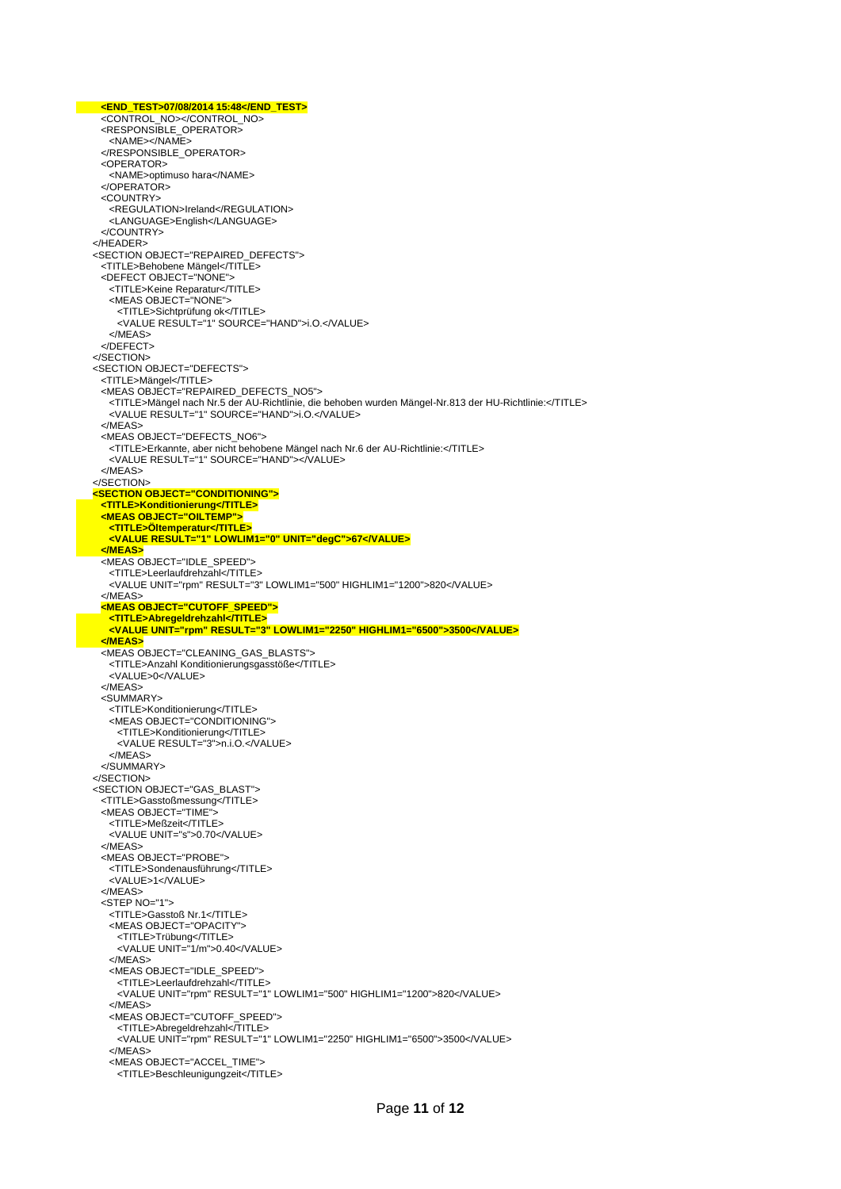```
<END_TEST>07/08/2014 15:48</END_TEST>
<CONTROL_NO></CONTROL_NO>
<RESPONSIBLE_OPERATOR>
  <NAME></NAME>
</RESPONSIBLE_OPERATOR>
<OPERATOR>
  <NAME>optimuso hara</NAME>
</OPERATOR>
<COUNTRY>
  <REGULATION>Ireland</REGULATION>
  <LANGUAGE>English</LANGUAGE>
</COUNTRY>
</HEADER>
<SECTION OBJECT="REPAIRED_DEFECTS">
  <TITLE>Behobene Mängel</TITLE>
  <DEFECT OBJECT="NONE">
    <TITLE>Keine Reparatur</TITLE>
    <MEAS OBJECT="NONE">
      <TITLE>Sichtprüfung ok</TITLE>
      <VALUE RESULT="1" SOURCE="HAND">i.O.</VALUE>
    </MEAS>
  </DEFECT>
</SECTION>
<SECTION OBJECT="DEFECTS">
  <TITLE>Mängel</TITLE>
  <MEAS OBJECT="REPAIRED_DEFECTS_NO5">
    <TITLE>Mängel nach Nr.5 der AU-Richtlinie, die behoben wurden Mängel-Nr.813 der HU-Richtlinie:</TITLE>
    <VALUE RESULT="1" SOURCE="HAND">i.O.</VALUE>
  </MEAS>
  <MEAS OBJECT="DEFECTS_NO6">
    <TITLE>Erkannte, aber nicht behobene Mängel nach Nr.6 der AU-Richtlinie:</TITLE>
    <VALUE RESULT="1" SOURCE="HAND"></VALUE>
  </MEAS>
</SECTION>
<SECTION OBJECT="CONDITIONING">
  <TITLE>Konditionierung</TITLE>
  <MEAS OBJECT="OILTEMP">
    <TITLE>Öltemperatur</TITLE>
    <VALUE RESULT="1" LOWLIM1="0" UNIT="degC">67</VALUE>
  </MEAS>
  <MEAS OBJECT="IDLE_SPEED">
    <TITLE>Leerlaufdrehzahl</TITLE>
    <VALUE UNIT="rpm" RESULT="3" LOWLIM1="500" HIGHLIM1="1200">820</VALUE>
  </MEAS>
  <MEAS OBJECT="CUTOFF_SPEED">
    <TITLE>Abregeldrehzahl</TITLE>
    <VALUE UNIT="rpm" RESULT="3" LOWLIM1="2250" HIGHLIM1="6500">3500</VALUE>
  </MEAS>
  <MEAS OBJECT="CLEANING_GAS_BLASTS">
    <TITLE>Anzahl Konditionierungsgasstöße</TITLE>
    <VALUE>0</VALUE>
  </MEAS>
  <SUMMARY>
    <TITLE>Konditionierung</TITLE>
    <MEAS OBJECT="CONDITIONING">
      <TITLE>Konditionierung</TITLE>
      <VALUE RESULT="3">n.i.O.</VALUE>
    </MEAS>
  </SUMMARY>
</SECTION>
<SECTION OBJECT="GAS_BLAST">
  <TITLE>Gasstoßmessung</TITLE>
  <MEAS OBJECT="TIME">
    <TITLE>Meßzeit</TITLE>
    <VALUE UNIT="s">0.70</VALUE>
  </MEAS>
  <MEAS OBJECT="PROBE">
    <TITLE>Sondenausführung</TITLE>
    <VALUE>1</VALUE>
  </MEAS>
  <STEP NO="1">
    <TITLE>Gasstoß Nr.1</TITLE>
    <MEAS OBJECT="OPACITY">
      <TITLE>Trübung</TITLE>
      <VALUE UNIT="1/m">0.40</VALUE>
    </MEAS>
    <MEAS OBJECT="IDLE_SPEED">
      <TITLE>Leerlaufdrehzahl</TITLE>
      <VALUE UNIT="rpm" RESULT="1" LOWLIM1="500" HIGHLIM1="1200">820</VALUE>
    </MEAS>
    <MEAS OBJECT="CUTOFF_SPEED">
      <TITLE>Abregeldrehzahl</TITLE>
      <VALUE UNIT="rpm" RESULT="1" LOWLIM1="2250" HIGHLIM1="6500">3500</VALUE>
    </MEAS>
    <MEAS OBJECT="ACCEL_TIME">
      <TITLE>Beschleunigungzeit</TITLE>
```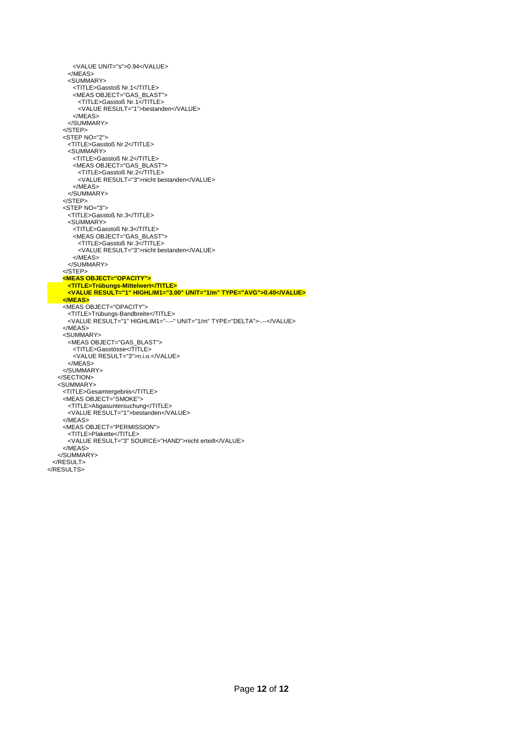```
        <VALUE UNIT="s">0.94</VALUE>
      </MEAS>
      <SUMMARY>
        <TITLE>Gasstoß Nr.1</TITLE>
        <MEAS OBJECT="GAS_BLAST">
          <TITLE>Gasstoß Nr.1</TITLE>
          <VALUE RESULT="1">bestanden</VALUE>
        </MEAS>
      </SUMMARY>
    </STEP>
    <STEP NO="2">
      <TITLE>Gasstoß Nr.2</TITLE>
      <SUMMARY>
        <TITLE>Gasstoß Nr.2</TITLE>
        <MEAS OBJECT="GAS_BLAST">
          <TITLE>Gasstoß Nr.2</TITLE>
          <VALUE RESULT="3">nicht bestanden</VALUE>
        </MEAS>
      </SUMMARY>
    </STEP>
    <STEP NO="3">
      <TITLE>Gasstoß Nr.3</TITLE>
      <SUMMARY>
        <TITLE>Gasstoß Nr.3</TITLE>
        <MEAS OBJECT="GAS_BLAST">
          <TITLE>Gasstoß Nr.3</TITLE>
          <VALUE RESULT="3">nicht bestanden</VALUE>
        </MEAS>
      </SUMMARY>
    </STEP>
    <MEAS OBJECT="OPACITY">
      <TITLE>Trübungs-Mittelwert</TITLE>
      <VALUE RESULT="1" HIGHLIM1="3.00" UNIT="1/m" TYPE="AVG">0.40</VALUE>
    </MEAS>
    <MEAS OBJECT="OPACITY">
      <TITLE>Trübungs-Bandbreite</TITLE>
      <VALUE RESULT="1" HIGHLIM1="-.--" UNIT="1/m" TYPE="DELTA">-.--</VALUE>
    </MEAS>
    <SUMMARY>
      <MEAS OBJECT="GAS_BLAST">
        <TITLE>Gasstösse</TITLE>
        <VALUE RESULT="3">n.i.o.</VALUE>
      </MEAS>
    </SUMMARY>
  </SECTION>
  <SUMMARY>
    <TITLE>Gesamtergebnis</TITLE>
    <MEAS OBJECT="SMOKE">
      <TITLE>Abgasuntersuchung</TITLE>
      <VALUE RESULT="1">bestanden</VALUE>
    </MEAS>
    <MEAS OBJECT="PERMISSION">
      <TITLE>Plakette</TITLE>
      <VALUE RESULT="3" SOURCE="HAND">nicht erteilt</VALUE>
    </MEAS>
  </SUMMARY>
 </RESULT>
</RESULTS>
```